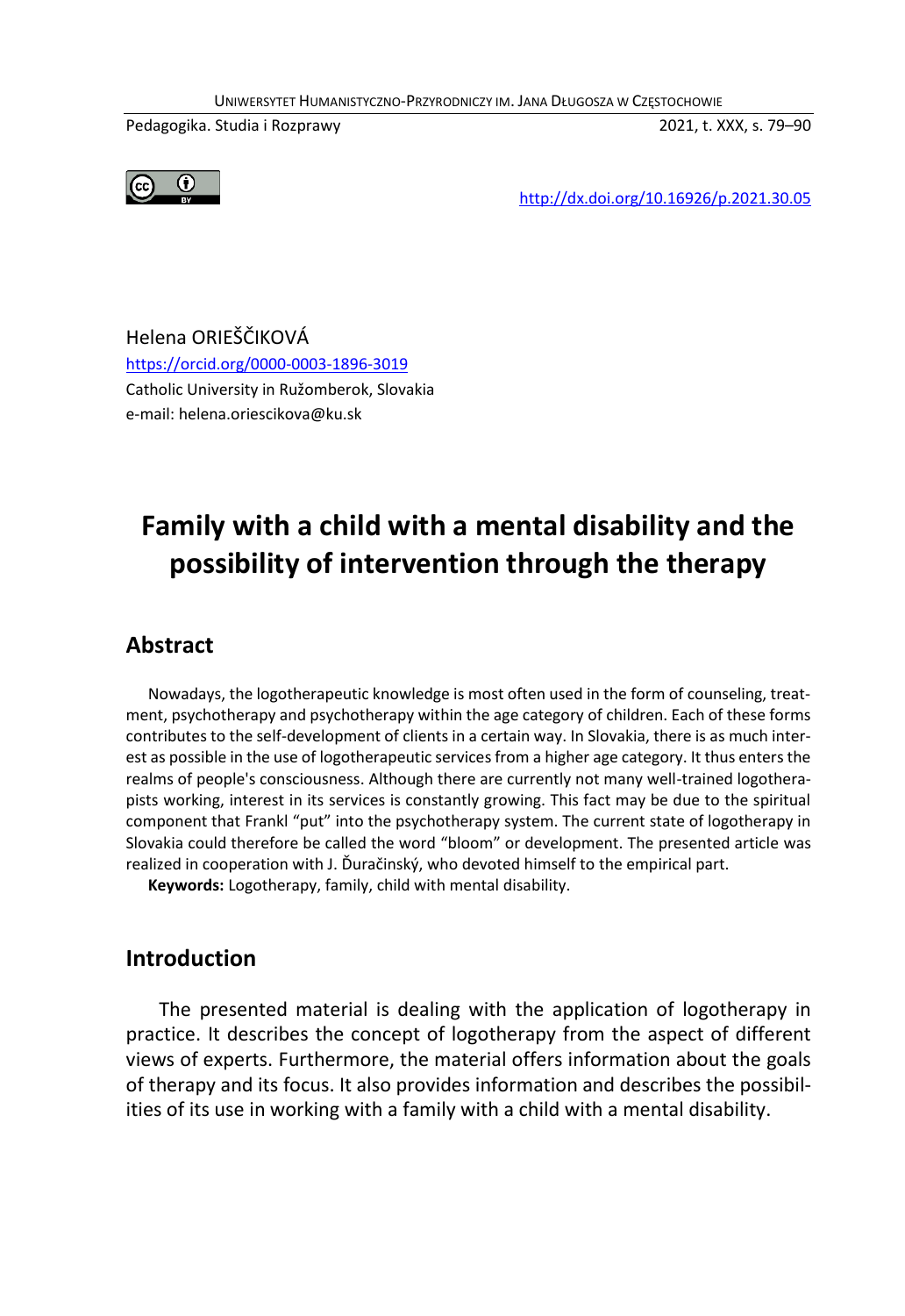Helena ORIEŠČIKOVÁ

https://orcid.org/0000-0003-1896-3019

Catholic University in Ružomberok, Slovakia

e-mail: helena.oriescikova@ku.sk

# Family with a child with a mental disability and the possibility of intervention through the therapy

## Abstract

Nowadays, the logotherapeutic knowledge is most often used in the form of counseling, treatment, psychotherapy and psychotherapy within the age category of children. Each of these forms contributes to the self-development of clients in a certain way. In Slovakia, there is as much interest as possible in the use of logotherapeutic services from a higher age category. It thus enters the realms of people's consciousness. Although there are currently not many well-trained logotherapists working, interest in its services is constantly growing. This fact may be due to the spiritual component that Frankl "put" into the psychotherapy system. The current state of logotherapy in Slovakia could therefore be called the word "bloom" or development. The presented article was realized in cooperation with J. Ďuračinský, who devoted himself to the empirical part.

**Keywords:** Logotherapy, family, child with mental disability.

## Introduction

The presented material is dealing with the application of logotherapy in practice. It describes the concept of logotherapy from the aspect of different views of experts. Furthermore, the material offers information about the goals of therapy and its focus. It also provides information and describes the possibilities of its use in working with a family with a child with a mental disability.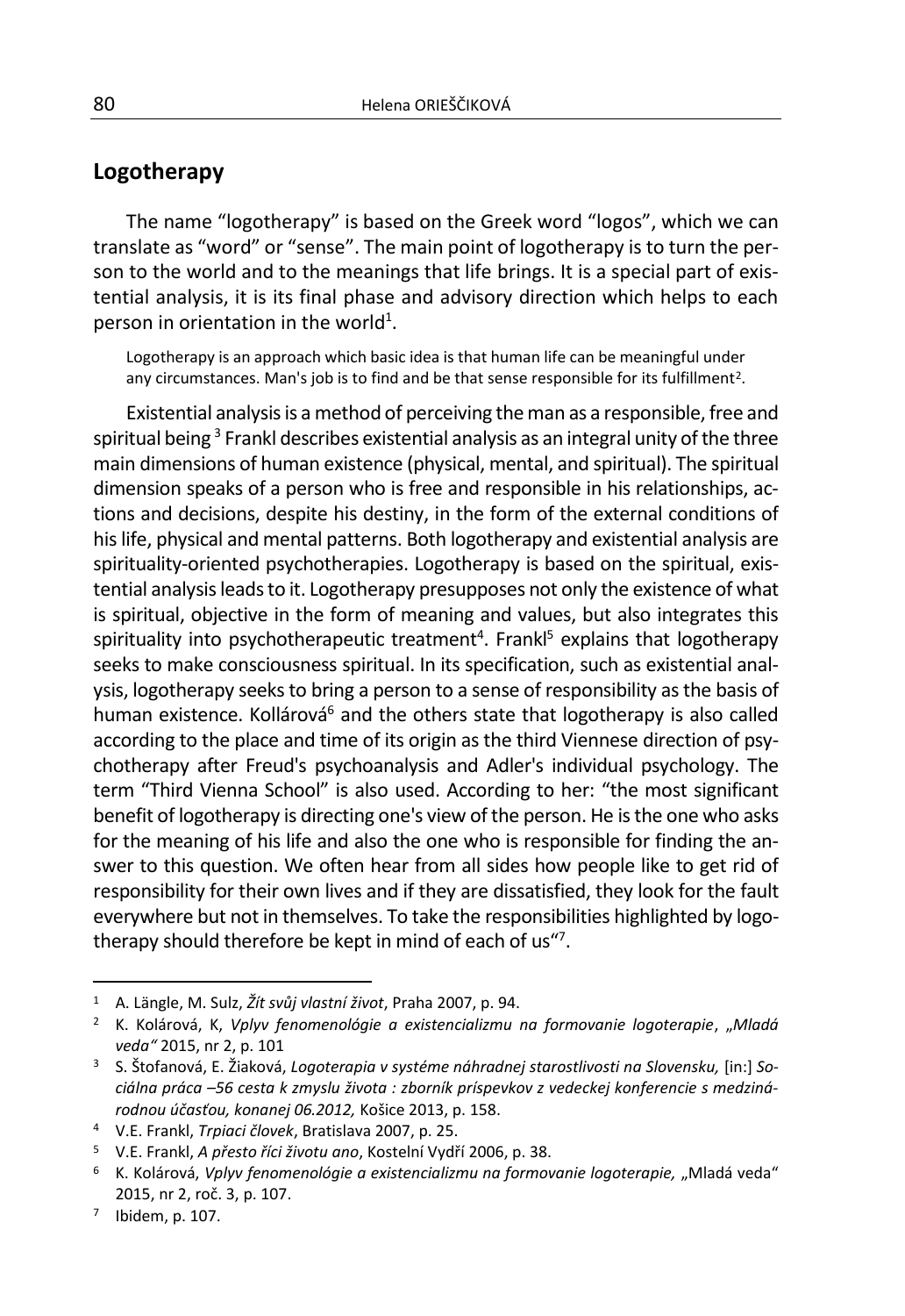## Logotherapy

The name “logotherapy” is based on the Greek word “logos”, which we can translate as “word” or “sense”. The main point of logotherapy is to turn the person to the world and to the meanings that life brings. It is a special part of existential analysis, it is its final phase and advisory direction which helps to each person in orientation in the world[1].

> Logotherapy is an approach which basic idea is that human life can be meaningful under any circumstances. Man's job is to find and be that sense responsible for its fulfillment[2].

Existential analysis is a method of perceiving the man as a responsible, free and spiritual being [3] Frankl describes existential analysis as an integral unity of the three main dimensions of human existence (physical, mental, and spiritual). The spiritual dimension speaks of a person who is free and responsible in his relationships, actions and decisions, despite his destiny, in the form of the external conditions of his life, physical and mental patterns. Both logotherapy and existential analysis are spirituality-oriented psychotherapies. Logotherapy is based on the spiritual, existential analysis leads to it. Logotherapy presupposes not only the existence of what is spiritual, objective in the form of meaning and values, but also integrates this spirituality into psychotherapeutic treatment[4]. Frankl[5] explains that logotherapy seeks to make consciousness spiritual. In its specification, such as existential analysis, logotherapy seeks to bring a person to a sense of responsibility as the basis of human existence. Kollárová[6] and the others state that logotherapy is also called according to the place and time of its origin as the third Viennese direction of psychotherapy after Freud's psychoanalysis and Adler's individual psychology. The term “Third Vienna School” is also used. According to her: “the most significant benefit of logotherapy is directing one's view of the person. He is the one who asks for the meaning of his life and also the one who is responsible for finding the answer to this question. We often hear from all sides how people like to get rid of responsibility for their own lives and if they are dissatisfied, they look for the fault everywhere but not in themselves. To take the responsibilities highlighted by logotherapy should therefore be kept in mind of each of us“[7].

---

[1] A. Längle, M. Sulz, *Žít svůj vlastní život*, Praha 2007, p. 94.

[2] K. Kolárová, K, *Vplyv fenomenológie a existencializmu na formovanie logoterapie*, *„Mladá veda“* 2015, nr 2, p. 101

[3] S. Štofanová, E. Žiaková, *Logoterapia v systéme náhradnej starostlivosti na Slovensku,* [in:] *Sociálna práca –56 cesta k zmyslu života : zborník príspevkov z vedeckej konferencie s medzinárodnou účasťou, konanej 06.2012,* Košice 2013, p. 158.

[4] V.E. Frankl, *Trpiaci človek*, Bratislava 2007, p. 25.

[5] V.E. Frankl, *A přesto říci životu ano*, Kostelní Vydří 2006, p. 38.

[6] K. Kolárová, *Vplyv fenomenológie a existencializmu na formovanie logoterapie,* „Mladá veda“ 2015, nr 2, roč. 3, p. 107.

[7] Ibidem, p. 107.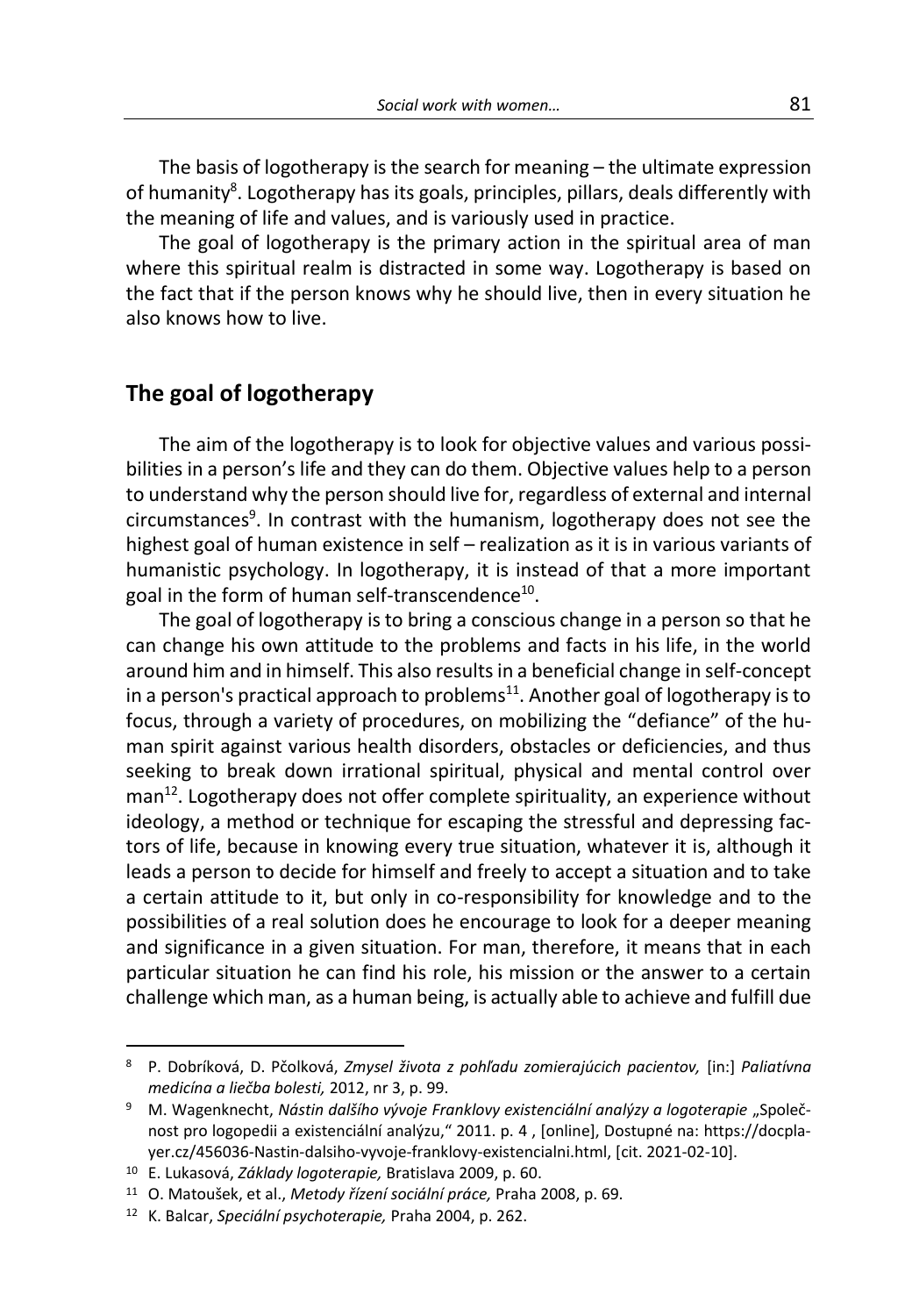The basis of logotherapy is the search for meaning – the ultimate expression of humanity[8]. Logotherapy has its goals, principles, pillars, deals differently with the meaning of life and values, and is variously used in practice.

The goal of logotherapy is the primary action in the spiritual area of man where this spiritual realm is distracted in some way. Logotherapy is based on the fact that if the person knows why he should live, then in every situation he also knows how to live.

## The goal of logotherapy

The aim of the logotherapy is to look for objective values and various possibilities in a person's life and they can do them. Objective values help to a person to understand why the person should live for, regardless of external and internal circumstances[9]. In contrast with the humanism, logotherapy does not see the highest goal of human existence in self – realization as it is in various variants of humanistic psychology. In logotherapy, it is instead of that a more important goal in the form of human self-transcendence[10].

The goal of logotherapy is to bring a conscious change in a person so that he can change his own attitude to the problems and facts in his life, in the world around him and in himself. This also results in a beneficial change in self-concept in a person's practical approach to problems[11]. Another goal of logotherapy is to focus, through a variety of procedures, on mobilizing the "defiance" of the human spirit against various health disorders, obstacles or deficiencies, and thus seeking to break down irrational spiritual, physical and mental control over man[12]. Logotherapy does not offer complete spirituality, an experience without ideology, a method or technique for escaping the stressful and depressing factors of life, because in knowing every true situation, whatever it is, although it leads a person to decide for himself and freely to accept a situation and to take a certain attitude to it, but only in co-responsibility for knowledge and to the possibilities of a real solution does he encourage to look for a deeper meaning and significance in a given situation. For man, therefore, it means that in each particular situation he can find his role, his mission or the answer to a certain challenge which man, as a human being, is actually able to achieve and fulfill due

---

[8] P. Dobríková, D. Pčolková, *Zmysel života z pohľadu zomierajúcich pacientov,* [in:] *Paliatívna medicína a liečba bolesti,* 2012, nr 3, p. 99.

[9] M. Wagenknecht, *Nástin dalšího vývoje Franklovy existenciální analýzy a logoterapie* „Společnost pro logopedii a existenciální analýzu," 2011. p. 4 , [online], Dostupné na: https://docplayer.cz/456036-Nastin-dalsiho-vyvoje-franklovy-existencialni.html, [cit. 2021-02-10].

[10] E. Lukasová, *Základy logoterapie,* Bratislava 2009, p. 60.

[11] O. Matoušek, et al., *Metody řízení sociální práce,* Praha 2008, p. 69.

[12] K. Balcar, *Speciální psychoterapie,* Praha 2004, p. 262.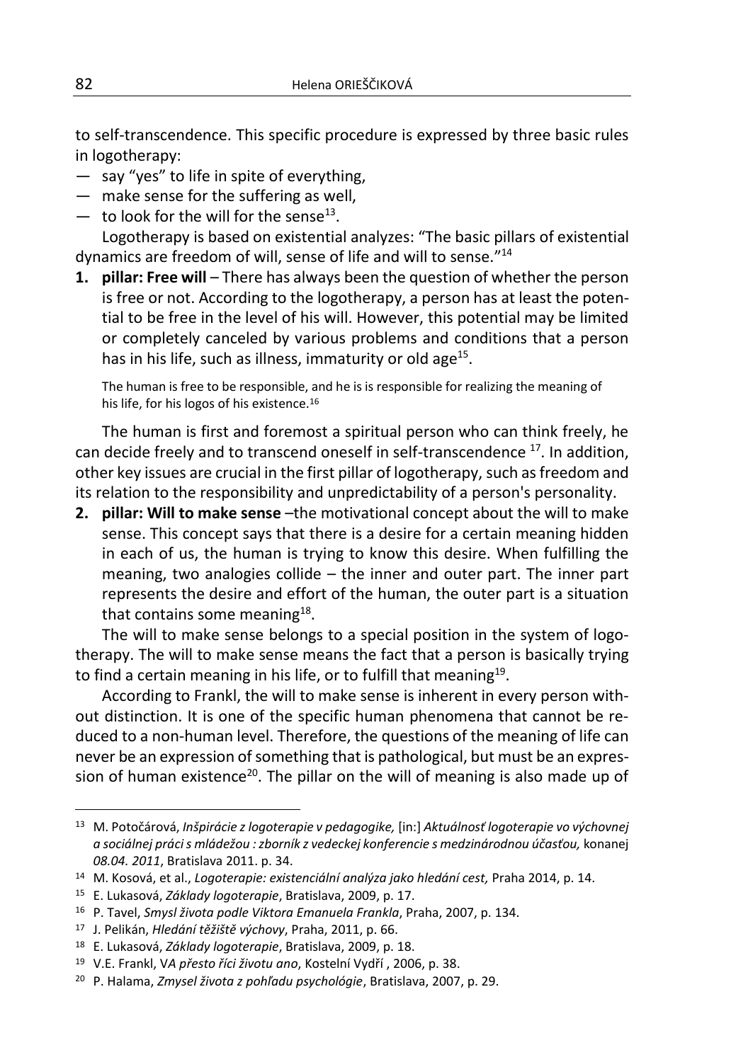to self-transcendence. This specific procedure is expressed by three basic rules in logotherapy:

— say "yes" to life in spite of everything,
— make sense for the suffering as well,
— to look for the will for the sense[13].

Logotherapy is based on existential analyzes: "The basic pillars of existential dynamics are freedom of will, sense of life and will to sense."[14]

**1. pillar: Free will** – There has always been the question of whether the person is free or not. According to the logotherapy, a person has at least the potential to be free in the level of his will. However, this potential may be limited or completely canceled by various problems and conditions that a person has in his life, such as illness, immaturity or old age[15].

> The human is free to be responsible, and he is is responsible for realizing the meaning of his life, for his logos of his existence.[16]

The human is first and foremost a spiritual person who can think freely, he can decide freely and to transcend oneself in self-transcendence [17]. In addition, other key issues are crucial in the first pillar of logotherapy, such as freedom and its relation to the responsibility and unpredictability of a person's personality.

**2. pillar: Will to make sense** –the motivational concept about the will to make sense. This concept says that there is a desire for a certain meaning hidden in each of us, the human is trying to know this desire. When fulfilling the meaning, two analogies collide – the inner and outer part. The inner part represents the desire and effort of the human, the outer part is a situation that contains some meaning[18].

The will to make sense belongs to a special position in the system of logotherapy. The will to make sense means the fact that a person is basically trying to find a certain meaning in his life, or to fulfill that meaning[19].

According to Frankl, the will to make sense is inherent in every person without distinction. It is one of the specific human phenomena that cannot be reduced to a non-human level. Therefore, the questions of the meaning of life can never be an expression of something that is pathological, but must be an expression of human existence[20]. The pillar on the will of meaning is also made up of

---

[13] M. Potočárová, *Inšpirácie z logoterapie v pedagogike,* [in:] *Aktuálnosť logoterapie vo výchovnej a sociálnej práci s mládežou : zborník z vedeckej konferencie s medzinárodnou účasťou,* konanej *08.04. 2011*, Bratislava 2011. p. 34.

[14] M. Kosová, et al., *Logoterapie: existenciální analýza jako hledání cest,* Praha 2014, p. 14.

[15] E. Lukasová, *Základy logoterapie*, Bratislava, 2009, p. 17.

[16] P. Tavel, *Smysl života podle Viktora Emanuela Frankla*, Praha, 2007, p. 134.

[17] J. Pelikán, *Hledání těžiště výchovy*, Praha, 2011, p. 66.

[18] E. Lukasová, *Základy logoterapie*, Bratislava, 2009, p. 18.

[19] V.E. Frankl, V*A přesto říci životu ano*, Kostelní Vydří , 2006, p. 38.

[20] P. Halama, *Zmysel života z pohľadu psychológie*, Bratislava, 2007, p. 29.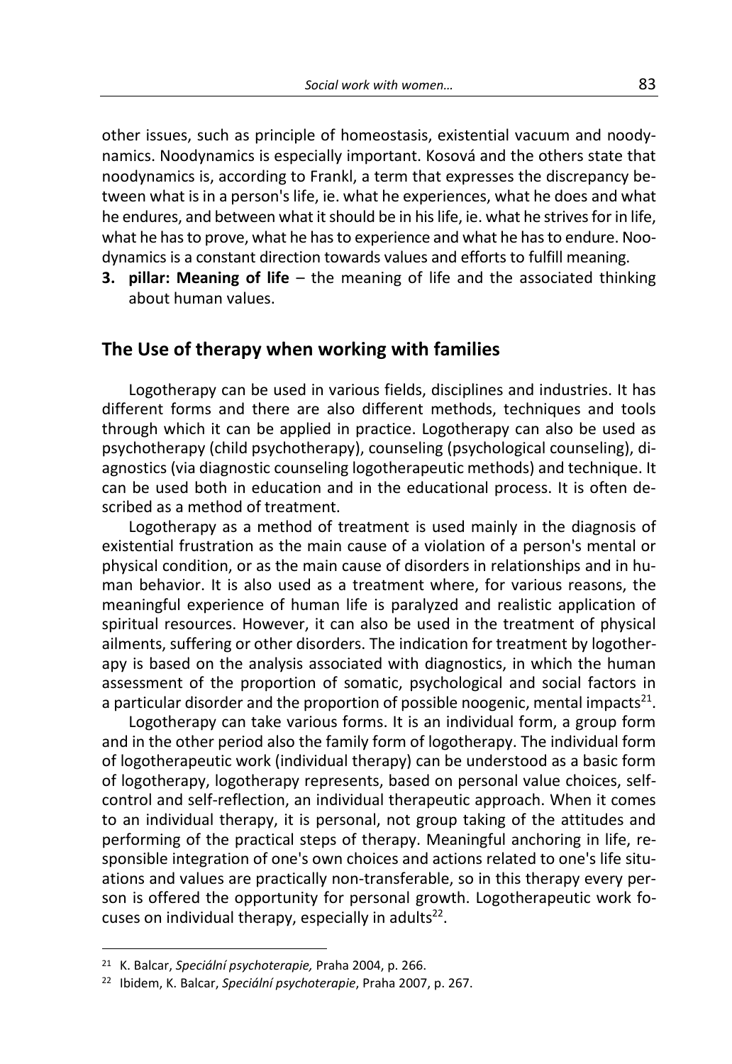other issues, such as principle of homeostasis, existential vacuum and noodynamics. Noodynamics is especially important. Kosová and the others state that noodynamics is, according to Frankl, a term that expresses the discrepancy between what is in a person's life, ie. what he experiences, what he does and what he endures, and between what it should be in his life, ie. what he strives for in life, what he has to prove, what he has to experience and what he has to endure. Noodynamics is a constant direction towards values and efforts to fulfill meaning.

3. **pillar: Meaning of life** – the meaning of life and the associated thinking about human values.

## The Use of therapy when working with families

Logotherapy can be used in various fields, disciplines and industries. It has different forms and there are also different methods, techniques and tools through which it can be applied in practice. Logotherapy can also be used as psychotherapy (child psychotherapy), counseling (psychological counseling), diagnostics (via diagnostic counseling logotherapeutic methods) and technique. It can be used both in education and in the educational process. It is often described as a method of treatment.

Logotherapy as a method of treatment is used mainly in the diagnosis of existential frustration as the main cause of a violation of a person's mental or physical condition, or as the main cause of disorders in relationships and in human behavior. It is also used as a treatment where, for various reasons, the meaningful experience of human life is paralyzed and realistic application of spiritual resources. However, it can also be used in the treatment of physical ailments, suffering or other disorders. The indication for treatment by logotherapy is based on the analysis associated with diagnostics, in which the human assessment of the proportion of somatic, psychological and social factors in a particular disorder and the proportion of possible noogenic, mental impacts[21].

Logotherapy can take various forms. It is an individual form, a group form and in the other period also the family form of logotherapy. The individual form of logotherapeutic work (individual therapy) can be understood as a basic form of logotherapy, logotherapy represents, based on personal value choices, self-control and self-reflection, an individual therapeutic approach. When it comes to an individual therapy, it is personal, not group taking of the attitudes and performing of the practical steps of therapy. Meaningful anchoring in life, responsible integration of one's own choices and actions related to one's life situations and values are practically non-transferable, so in this therapy every person is offered the opportunity for personal growth. Logotherapeutic work focuses on individual therapy, especially in adults[22].

---

[21] K. Balcar, *Speciální psychoterapie,* Praha 2004, p. 266.

[22] Ibidem, K. Balcar, *Speciální psychoterapie*, Praha 2007, p. 267.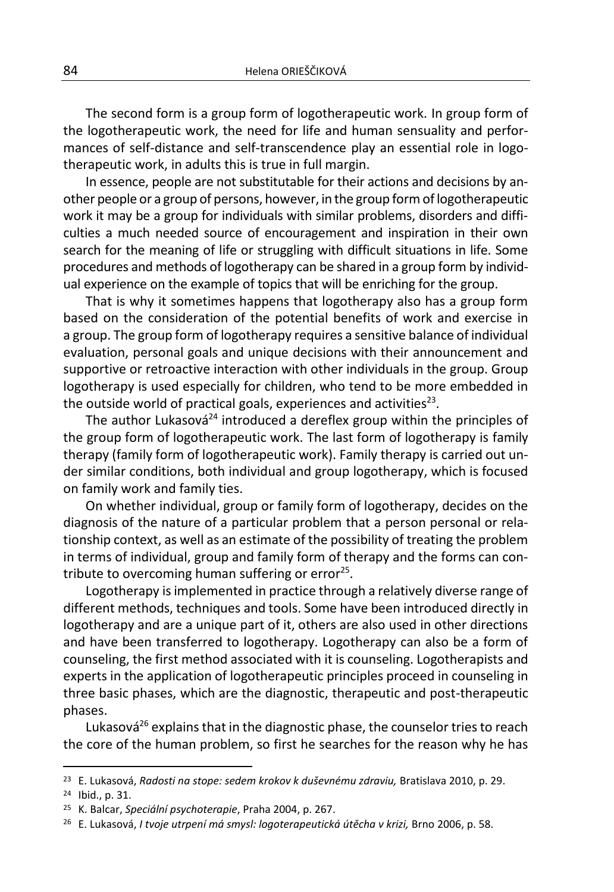The second form is a group form of logotherapeutic work. In group form of the logotherapeutic work, the need for life and human sensuality and performances of self-distance and self-transcendence play an essential role in logotherapeutic work, in adults this is true in full margin.

In essence, people are not substitutable for their actions and decisions by another people or a group of persons, however, in the group form of logotherapeutic work it may be a group for individuals with similar problems, disorders and difficulties a much needed source of encouragement and inspiration in their own search for the meaning of life or struggling with difficult situations in life. Some procedures and methods of logotherapy can be shared in a group form by individual experience on the example of topics that will be enriching for the group.

That is why it sometimes happens that logotherapy also has a group form based on the consideration of the potential benefits of work and exercise in a group. The group form of logotherapy requires a sensitive balance of individual evaluation, personal goals and unique decisions with their announcement and supportive or retroactive interaction with other individuals in the group. Group logotherapy is used especially for children, who tend to be more embedded in the outside world of practical goals, experiences and activities[23].

The author Lukasová[24] introduced a dereflex group within the principles of the group form of logotherapeutic work. The last form of logotherapy is family therapy (family form of logotherapeutic work). Family therapy is carried out under similar conditions, both individual and group logotherapy, which is focused on family work and family ties.

On whether individual, group or family form of logotherapy, decides on the diagnosis of the nature of a particular problem that a person personal or relationship context, as well as an estimate of the possibility of treating the problem in terms of individual, group and family form of therapy and the forms can contribute to overcoming human suffering or error[25].

Logotherapy is implemented in practice through a relatively diverse range of different methods, techniques and tools. Some have been introduced directly in logotherapy and are a unique part of it, others are also used in other directions and have been transferred to logotherapy. Logotherapy can also be a form of counseling, the first method associated with it is counseling. Logotherapists and experts in the application of logotherapeutic principles proceed in counseling in three basic phases, which are the diagnostic, therapeutic and post-therapeutic phases.

Lukasová[26] explains that in the diagnostic phase, the counselor tries to reach the core of the human problem, so first he searches for the reason why he has

---

[23] E. Lukasová, *Radosti na stope: sedem krokov k duševnému zdraviu,* Bratislava 2010, p. 29.

[24] Ibid., p. 31.

[25] K. Balcar, *Speciální psychoterapie*, Praha 2004, p. 267.

[26] E. Lukasová, *I tvoje utrpení má smysl: logoterapeutická útěcha v krizi,* Brno 2006, p. 58.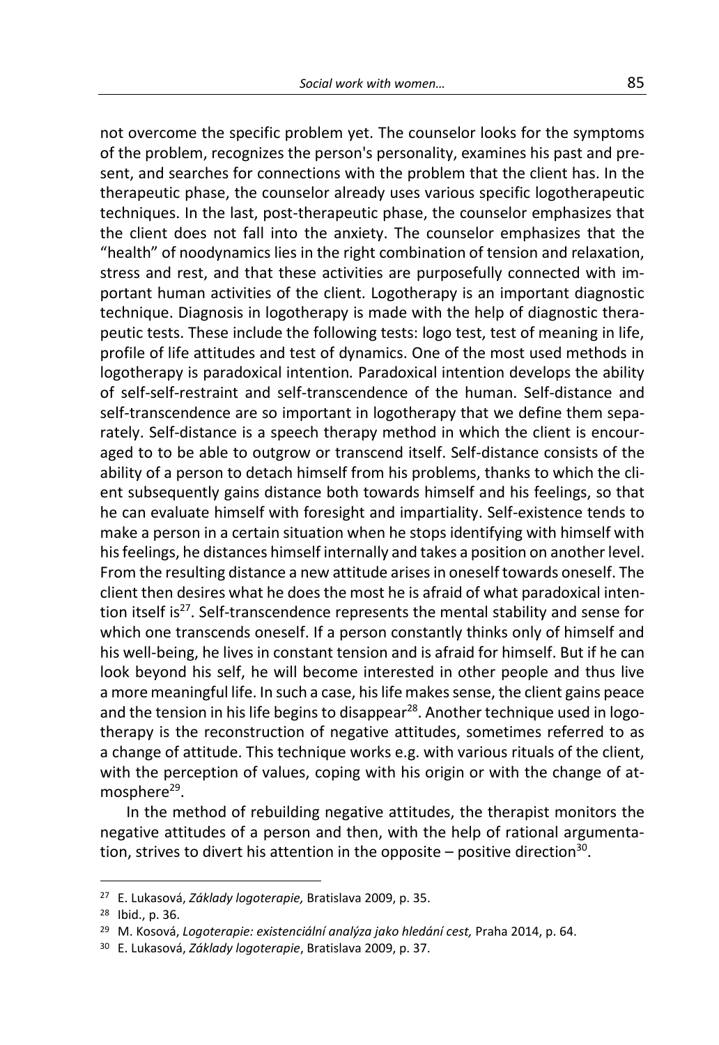not overcome the specific problem yet. The counselor looks for the symptoms of the problem, recognizes the person's personality, examines his past and present, and searches for connections with the problem that the client has. In the therapeutic phase, the counselor already uses various specific logotherapeutic techniques. In the last, post-therapeutic phase, the counselor emphasizes that the client does not fall into the anxiety. The counselor emphasizes that the "health" of noodynamics lies in the right combination of tension and relaxation, stress and rest, and that these activities are purposefully connected with important human activities of the client. Logotherapy is an important diagnostic technique. Diagnosis in logotherapy is made with the help of diagnostic therapeutic tests. These include the following tests: logo test, test of meaning in life, profile of life attitudes and test of dynamics. One of the most used methods in logotherapy is paradoxical intention*.* Paradoxical intention develops the ability of self-self-restraint and self-transcendence of the human. Self-distance and self-transcendence are so important in logotherapy that we define them separately. Self-distance is a speech therapy method in which the client is encouraged to to be able to outgrow or transcend itself. Self-distance consists of the ability of a person to detach himself from his problems, thanks to which the client subsequently gains distance both towards himself and his feelings, so that he can evaluate himself with foresight and impartiality. Self-existence tends to make a person in a certain situation when he stops identifying with himself with his feelings, he distances himself internally and takes a position on another level. From the resulting distance a new attitude arises in oneself towards oneself. The client then desires what he does the most he is afraid of what paradoxical intention itself is[27]. Self-transcendence represents the mental stability and sense for which one transcends oneself. If a person constantly thinks only of himself and his well-being, he lives in constant tension and is afraid for himself. But if he can look beyond his self, he will become interested in other people and thus live a more meaningful life. In such a case, his life makes sense, the client gains peace and the tension in his life begins to disappear[28]. Another technique used in logotherapy is the reconstruction of negative attitudes, sometimes referred to as a change of attitude. This technique works e.g. with various rituals of the client, with the perception of values, coping with his origin or with the change of atmosphere[29].

In the method of rebuilding negative attitudes, the therapist monitors the negative attitudes of a person and then, with the help of rational argumentation, strives to divert his attention in the opposite – positive direction[30].

---

[27] E. Lukasová, *Základy logoterapie,* Bratislava 2009, p. 35.

[28] Ibid., p. 36.

[29] M. Kosová, *Logoterapie: existenciální analýza jako hledání cest,* Praha 2014, p. 64.

[30] E. Lukasová, *Základy logoterapie*, Bratislava 2009, p. 37.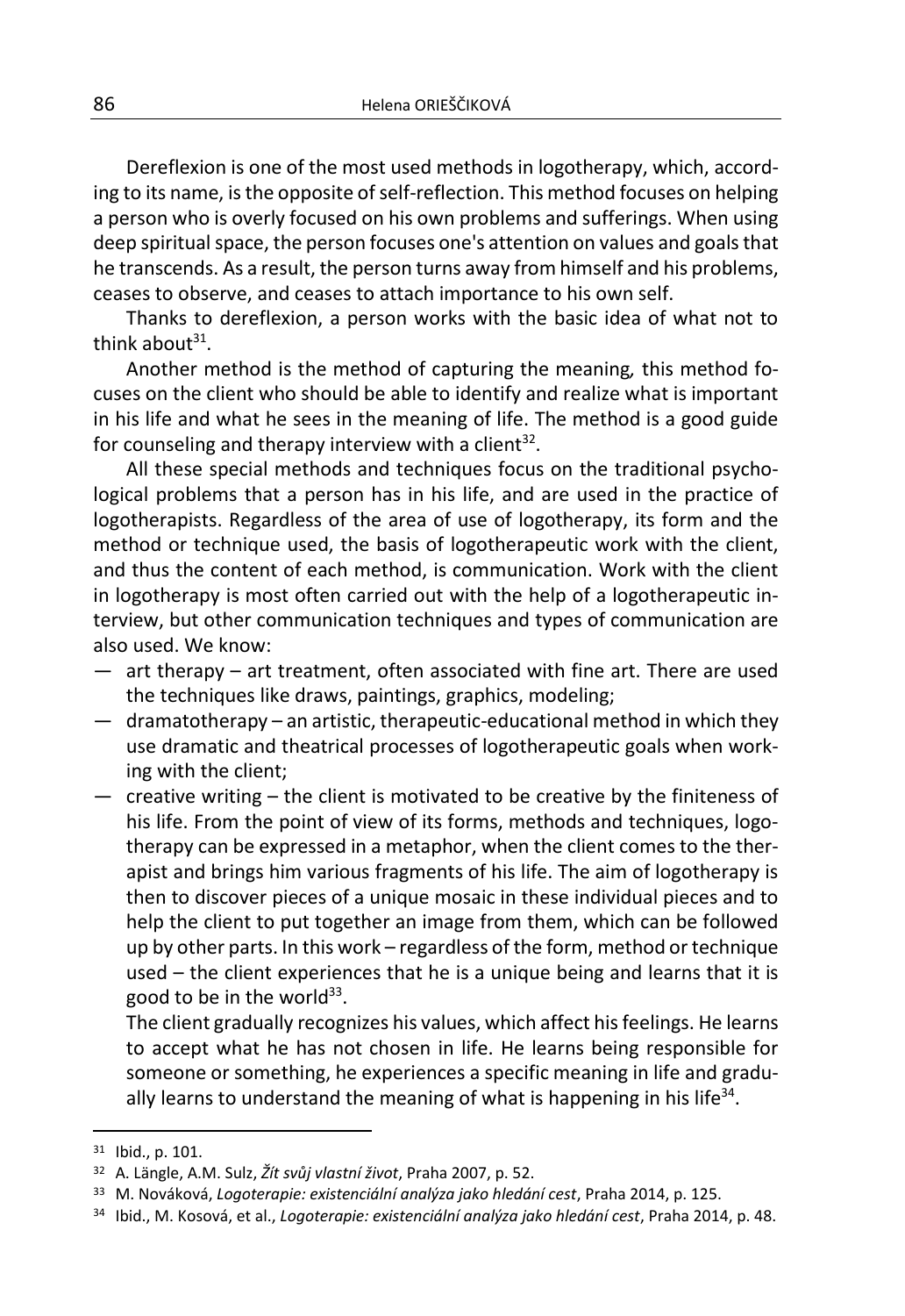Dereflexion is one of the most used methods in logotherapy, which, according to its name, is the opposite of self-reflection. This method focuses on helping a person who is overly focused on his own problems and sufferings. When using deep spiritual space, the person focuses one's attention on values and goals that he transcends. As a result, the person turns away from himself and his problems, ceases to observe, and ceases to attach importance to his own self.

Thanks to dereflexion, a person works with the basic idea of what not to think about[31].

Another method is the method of capturing the meaning, this method focuses on the client who should be able to identify and realize what is important in his life and what he sees in the meaning of life. The method is a good guide for counseling and therapy interview with a client[32].

All these special methods and techniques focus on the traditional psychological problems that a person has in his life, and are used in the practice of logotherapists. Regardless of the area of use of logotherapy, its form and the method or technique used, the basis of logotherapeutic work with the client, and thus the content of each method, is communication. Work with the client in logotherapy is most often carried out with the help of a logotherapeutic interview, but other communication techniques and types of communication are also used. We know:

— art therapy – art treatment, often associated with fine art. There are used the techniques like draws, paintings, graphics, modeling;
— dramatotherapy – an artistic, therapeutic-educational method in which they use dramatic and theatrical processes of logotherapeutic goals when working with the client;
— creative writing – the client is motivated to be creative by the finiteness of his life. From the point of view of its forms, methods and techniques, logotherapy can be expressed in a metaphor, when the client comes to the therapist and brings him various fragments of his life. The aim of logotherapy is then to discover pieces of a unique mosaic in these individual pieces and to help the client to put together an image from them, which can be followed up by other parts. In this work – regardless of the form, method or technique used – the client experiences that he is a unique being and learns that it is good to be in the world[33].

  The client gradually recognizes his values, which affect his feelings. He learns to accept what he has not chosen in life. He learns being responsible for someone or something, he experiences a specific meaning in life and gradually learns to understand the meaning of what is happening in his life[34].

---

[31] Ibid., p. 101.

[32] A. Längle, A.M. Sulz, *Žít svůj vlastní život*, Praha 2007, p. 52.

[33] M. Nováková, *Logoterapie: existenciální analýza jako hledání cest*, Praha 2014, p. 125.

[34] Ibid., M. Kosová, et al., *Logoterapie: existenciální analýza jako hledání cest*, Praha 2014, p. 48.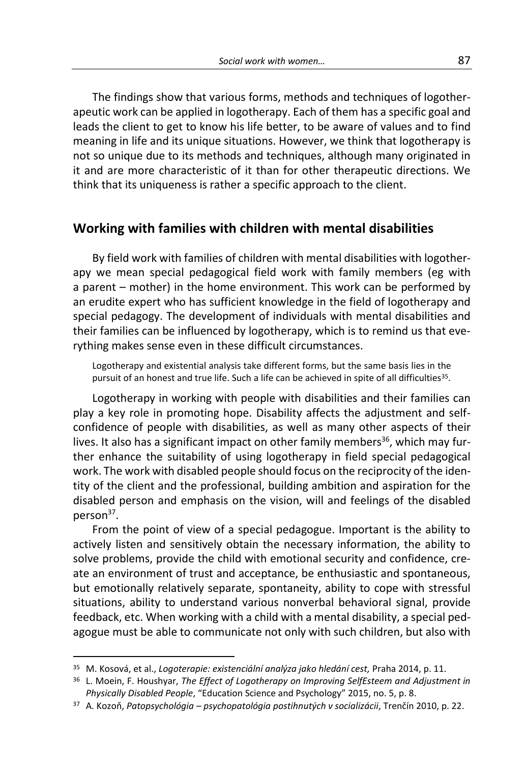The findings show that various forms, methods and techniques of logotherapeutic work can be applied in logotherapy. Each of them has a specific goal and leads the client to get to know his life better, to be aware of values and to find meaning in life and its unique situations. However, we think that logotherapy is not so unique due to its methods and techniques, although many originated in it and are more characteristic of it than for other therapeutic directions. We think that its uniqueness is rather a specific approach to the client.

## Working with families with children with mental disabilities

By field work with families of children with mental disabilities with logotherapy we mean special pedagogical field work with family members (eg with a parent – mother) in the home environment. This work can be performed by an erudite expert who has sufficient knowledge in the field of logotherapy and special pedagogy. The development of individuals with mental disabilities and their families can be influenced by logotherapy, which is to remind us that everything makes sense even in these difficult circumstances.

> Logotherapy and existential analysis take different forms, but the same basis lies in the pursuit of an honest and true life. Such a life can be achieved in spite of all difficulties[35].

Logotherapy in working with people with disabilities and their families can play a key role in promoting hope. Disability affects the adjustment and self-confidence of people with disabilities, as well as many other aspects of their lives. It also has a significant impact on other family members[36], which may further enhance the suitability of using logotherapy in field special pedagogical work. The work with disabled people should focus on the reciprocity of the identity of the client and the professional, building ambition and aspiration for the disabled person and emphasis on the vision, will and feelings of the disabled person[37].

From the point of view of a special pedagogue. Important is the ability to actively listen and sensitively obtain the necessary information, the ability to solve problems, provide the child with emotional security and confidence, create an environment of trust and acceptance, be enthusiastic and spontaneous, but emotionally relatively separate, spontaneity, ability to cope with stressful situations, ability to understand various nonverbal behavioral signal, provide feedback, etc. When working with a child with a mental disability, a special pedagogue must be able to communicate not only with such children, but also with

---

[35] M. Kosová, et al., *Logoterapie: existenciální analýza jako hledání cest,* Praha 2014, p. 11.

[36] L. Moein, F. Houshyar, *The Effect of Logotherapy on Improving SelfEsteem and Adjustment in Physically Disabled People*, "Education Science and Psychology" 2015, no. 5, p. 8.

[37] A. Kozoň, *Patopsychológia – psychopatológia postihnutých v socializácii*, Trenčín 2010, p. 22.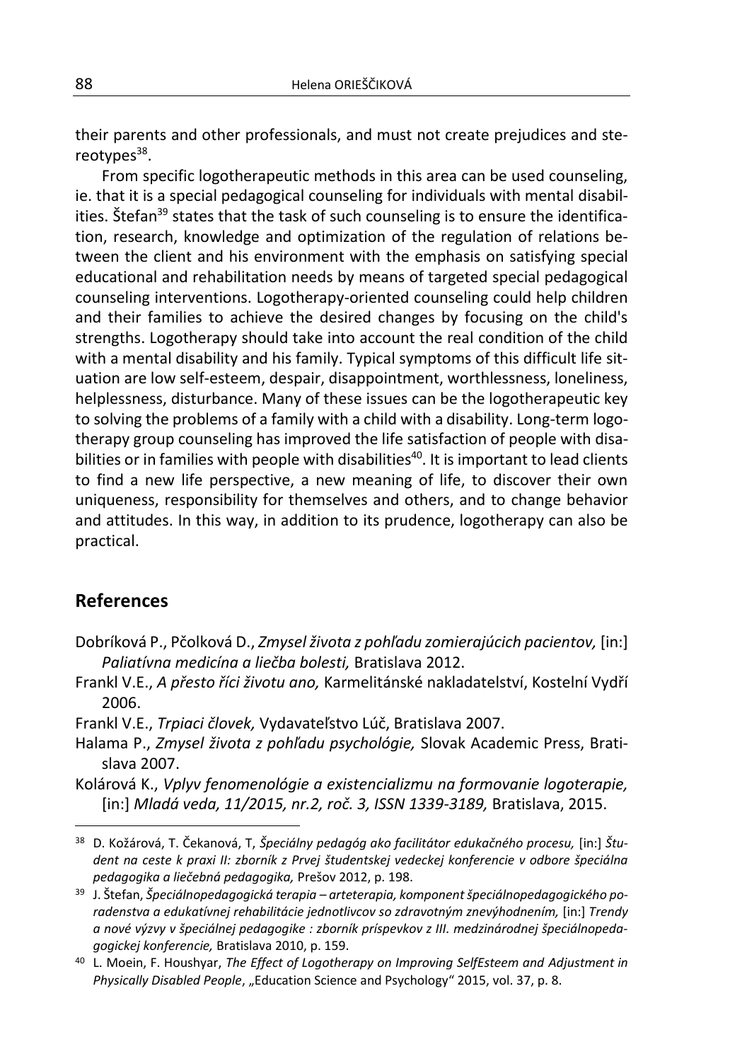their parents and other professionals, and must not create prejudices and stereotypes[38].

From specific logotherapeutic methods in this area can be used counseling, ie. that it is a special pedagogical counseling for individuals with mental disabilities. Štefan[39] states that the task of such counseling is to ensure the identification, research, knowledge and optimization of the regulation of relations between the client and his environment with the emphasis on satisfying special educational and rehabilitation needs by means of targeted special pedagogical counseling interventions. Logotherapy-oriented counseling could help children and their families to achieve the desired changes by focusing on the child's strengths. Logotherapy should take into account the real condition of the child with a mental disability and his family. Typical symptoms of this difficult life situation are low self-esteem, despair, disappointment, worthlessness, loneliness, helplessness, disturbance. Many of these issues can be the logotherapeutic key to solving the problems of a family with a child with a disability. Long-term logotherapy group counseling has improved the life satisfaction of people with disabilities or in families with people with disabilities[40]. It is important to lead clients to find a new life perspective, a new meaning of life, to discover their own uniqueness, responsibility for themselves and others, and to change behavior and attitudes. In this way, in addition to its prudence, logotherapy can also be practical.

## References

Dobríková P., Pčolková D., *Zmysel života z pohľadu zomierajúcich pacientov,* [in:] *Paliatívna medicína a liečba bolesti,* Bratislava 2012.

Frankl V.E., *A přesto říci životu ano,* Karmelitánské nakladatelství, Kostelní Vydří 2006.

Frankl V.E., *Trpiaci človek,* Vydavateľstvo Lúč, Bratislava 2007.

Halama P., *Zmysel života z pohľadu psychológie,* Slovak Academic Press, Bratislava 2007.

Kolárová K., *Vplyv fenomenológie a existencializmu na formovanie logoterapie,* [in:] *Mladá veda, 11/2015, nr.2, roč. 3, ISSN 1339-3189,* Bratislava, 2015.

---

[38] D. Kožárová, T. Čekanová, T, *Špeciálny pedagóg ako facilitátor edukačného procesu,* [in:] *Študent na ceste k praxi II: zborník z Prvej študentskej vedeckej konferencie v odbore špeciálna pedagogika a liečebná pedagogika,* Prešov 2012, p. 198.

[39] J. Štefan, *Špeciálnopedagogická terapia – arteterapia, komponent špeciálnopedagogického poradenstva a edukatívnej rehabilitácie jednotlivcov so zdravotným znevýhodnením,* [in:] *Trendy a nové výzvy v špeciálnej pedagogike : zborník príspevkov z III. medzinárodnej špeciálnopedagogickej konferencie,* Bratislava 2010, p. 159.

[40] L. Moein, F. Houshyar, *The Effect of Logotherapy on Improving SelfEsteem and Adjustment in Physically Disabled People*, „Education Science and Psychology" 2015, vol. 37, p. 8.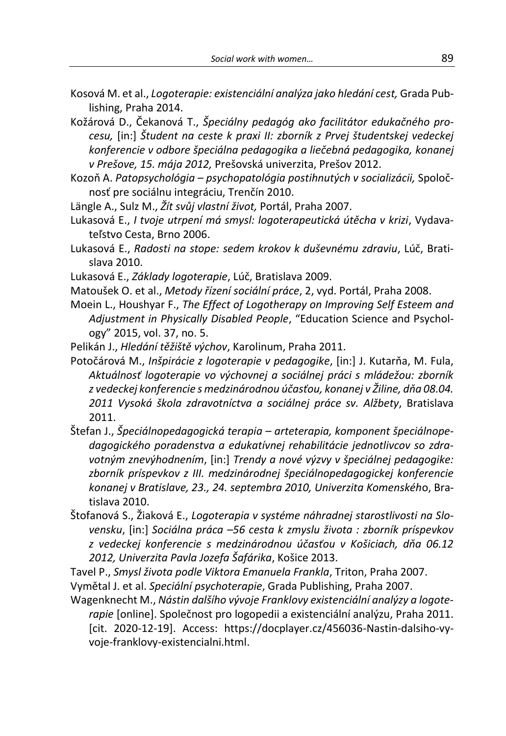Kosová M. et al., *Logoterapie: existenciální analýza jako hledání cest,* Grada Publishing, Praha 2014.

Kožárová D., Čekanová T., *Špeciálny pedagóg ako facilitátor edukačného procesu,* [in:] *Študent na ceste k praxi II: zborník z Prvej študentskej vedeckej konferencie v odbore špeciálna pedagogika a liečebná pedagogika, konanej v Prešove, 15. mája 2012,* Prešovská univerzita, Prešov 2012.

Kozoň A. *Patopsychológia – psychopatológia postihnutých v socializácii,* Spoločnosť pre sociálnu integráciu, Trenčín 2010.

Längle A., Sulz M., *Žít svůj vlastní život,* Portál, Praha 2007.

Lukasová E., *I tvoje utrpení má smysl: logoterapeutická útěcha v krizi*, Vydavateľstvo Cesta, Brno 2006.

Lukasová E., *Radosti na stope: sedem krokov k duševnému zdraviu*, Lúč, Bratislava 2010.

Lukasová E., *Základy logoterapie*, Lúč, Bratislava 2009.

Matoušek O. et al., *Metody řízení sociální práce*, 2, vyd. Portál, Praha 2008.

Moein L., Houshyar F., *The Effect of Logotherapy on Improving Self Esteem and Adjustment in Physically Disabled People*, "Education Science and Psychology" 2015, vol. 37, no. 5.

Pelikán J., *Hledání těžiště výchov*, Karolinum, Praha 2011.

Potočárová M., *Inšpirácie z logoterapie v pedagogike*, [in:] J. Kutarňa, M. Fula, *Aktuálnosť logoterapie vo výchovnej a sociálnej práci s mládežou: zborník z vedeckej konferencie s medzinárodnou účasťou, konanej v Žiline, dňa 08.04. 2011 Vysoká škola zdravotníctva a sociálnej práce sv. Alžbety*, Bratislava 2011.

Štefan J., *Špeciálnopedagogická terapia – arteterapia, komponent špeciálnopedagogického poradenstva a edukatívnej rehabilitácie jednotlivcov so zdravotným znevýhodnením*, [in:] *Trendy a nové výzvy v špeciálnej pedagogike: zborník príspevkov z III. medzinárodnej špeciálnopedagogickej konferencie konanej v Bratislave, 23., 24. septembra 2010, Univerzita Komenskéh*o, Bratislava 2010.

Štofanová S., Žiaková E., *Logoterapia v systéme náhradnej starostlivosti na Slovensku*, [in:] *Sociálna práca –56 cesta k zmyslu života : zborník príspevkov z vedeckej konferencie s medzinárodnou účasťou v Košiciach, dňa 06.12 2012, Univerzita Pavla Jozefa Šafárika*, Košice 2013.

Tavel P., *Smysl života podle Viktora Emanuela Frankla*, Triton, Praha 2007.

Vymětal J. et al. *Speciální psychoterapie*, Grada Publishing, Praha 2007.

Wagenknecht M., *Nástin dalšího vývoje Franklovy existenciální analýzy a logoterapie* [online]. Společnost pro logopedii a existenciální analýzu, Praha 2011. [cit. 2020-12-19]. Access: https://docplayer.cz/456036-Nastin-dalsiho-vyvoje-franklovy-existencialni.html.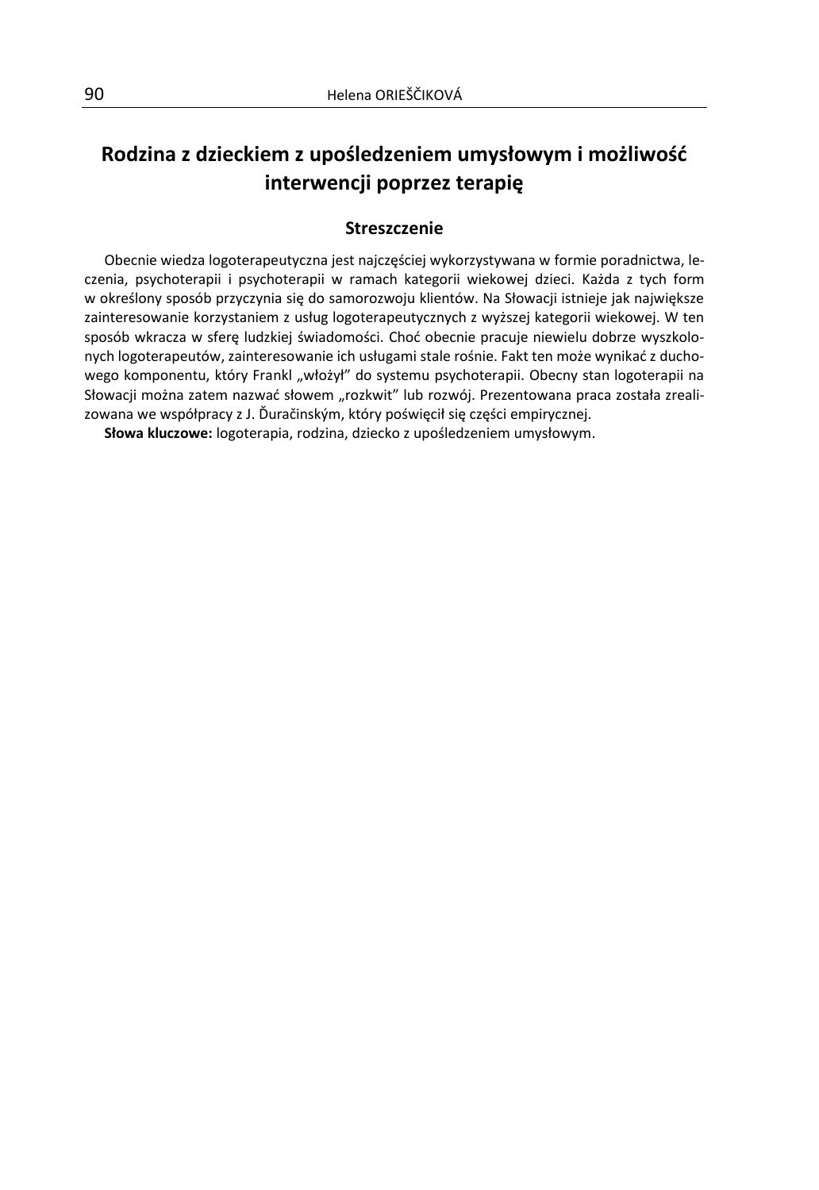# Rodzina z dzieckiem z upośledzeniem umysłowym i możliwość interwencji poprzez terapię

## Streszczenie

Obecnie wiedza logoterapeutyczna jest najczęściej wykorzystywana w formie poradnictwa, leczenia, psychoterapii i psychoterapii w ramach kategorii wiekowej dzieci. Każda z tych form w określony sposób przyczynia się do samorozwoju klientów. Na Słowacji istnieje jak największe zainteresowanie korzystaniem z usług logoterapeutycznych z wyższej kategorii wiekowej. W ten sposób wkracza w sferę ludzkiej świadomości. Choć obecnie pracuje niewielu dobrze wyszkolonych logoterapeutów, zainteresowanie ich usługami stale rośnie. Fakt ten może wynikać z duchowego komponentu, który Frankl „włożył" do systemu psychoterapii. Obecny stan logoterapii na Słowacji można zatem nazwać słowem „rozkwit" lub rozwój. Prezentowana praca została zrealizowana we współpracy z J. Ďuračinským, który poświęcił się części empirycznej.

**Słowa kluczowe:** logoterapia, rodzina, dziecko z upośledzeniem umysłowym.